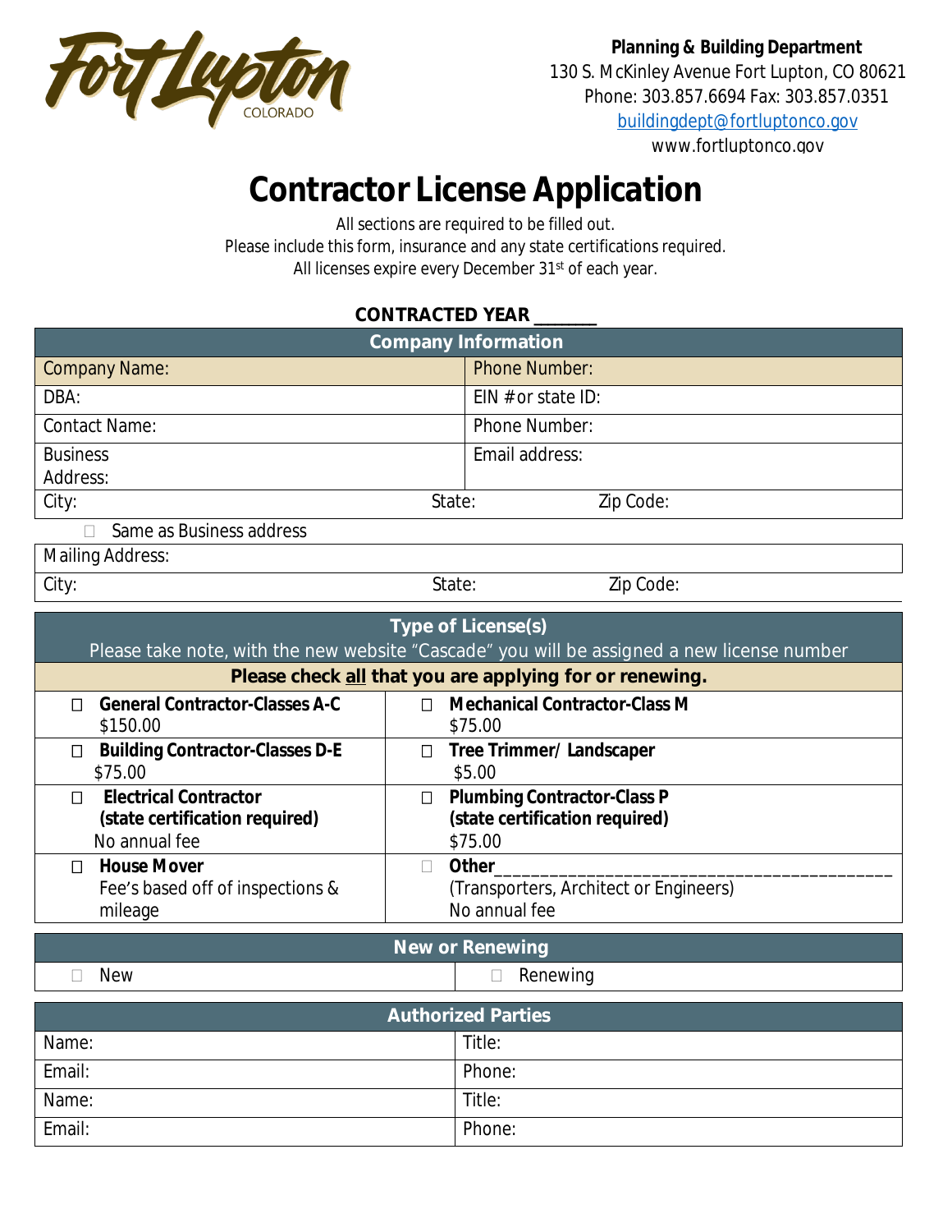Fort Lupton COLORADO

**Planning & Building Department**
130 S. McKinley Avenue Fort Lupton, CO 80621
Phone: 303.857.6694 Fax: 303.857.0351
buildingdept@fortluptonco.gov
www.fortluptonco.gov

# Contractor License Application

All sections are required to be filled out.
Please include this form, insurance and any state certifications required.
All licenses expire every December 31st of each year.

**CONTRACTED YEAR \_\_\_\_\_\_**

| Company Information | |
|---|---|
| Company Name: | Phone Number: |
| DBA: | EIN # or state ID: |
| Contact Name: | Phone Number: |
| Business Address: | Email address: |
| City: State: | Zip Code: |

☐ Same as Business address

| | |
|---|---|
| Mailing Address: | |
| City: State: | Zip Code: |

| Type of License(s) | |
|---|---|
| Please take note, with the new website "Cascade" you will be assigned a new license number | |
| **Please check all that you are applying for or renewing.** | |
| ☐ **General Contractor-Classes A-C** $150.00 | ☐ **Mechanical Contractor-Class M** $75.00 |
| ☐ **Building Contractor-Classes D-E** $75.00 | ☐ **Tree Trimmer/ Landscaper** $5.00 |
| ☐ **Electrical Contractor (state certification required)** No annual fee | ☐ **Plumbing Contractor-Class P (state certification required)** $75.00 |
| ☐ **House Mover** Fee's based off of inspections & mileage | ☐ **Other**\_\_\_\_\_\_\_\_\_\_\_\_\_\_\_\_\_\_\_\_\_\_\_\_ (Transporters, Architect or Engineers) No annual fee |

| New or Renewing | |
|---|---|
| ☐ New | ☐ Renewing |

| Authorized Parties | |
|---|---|
| Name: | Title: |
| Email: | Phone: |
| Name: | Title: |
| Email: | Phone: |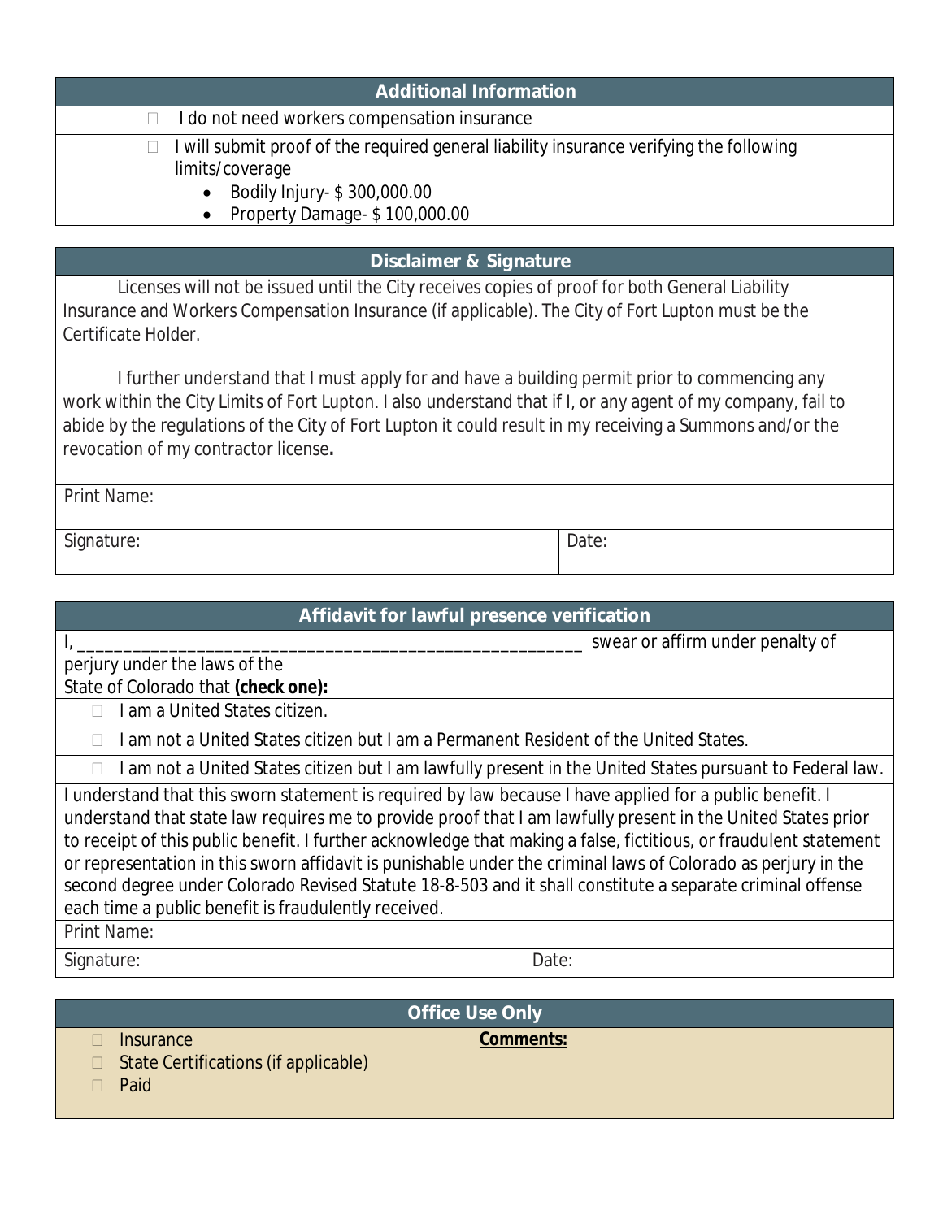## Additional Information

- ☐ I do not need workers compensation insurance
- ☐ I will submit proof of the required general liability insurance verifying the following limits/coverage
  - Bodily Injury- $ 300,000.00
  - Property Damage- $ 100,000.00

## Disclaimer & Signature

Licenses will not be issued until the City receives copies of proof for both General Liability Insurance and Workers Compensation Insurance (if applicable). The City of Fort Lupton must be the Certificate Holder.

I further understand that I must apply for and have a building permit prior to commencing any work within the City Limits of Fort Lupton. I also understand that if I, or any agent of my company, fail to abide by the regulations of the City of Fort Lupton it could result in my receiving a Summons and/or the revocation of my contractor license**.**

| | |
|---|---|
| Print Name: | |
| Signature: | Date: |

## Affidavit for lawful presence verification

I, ________________________________________________________ swear or affirm under penalty of perjury under the laws of the State of Colorado that **(check one):**

- ☐ I am a United States citizen.
- ☐ I am not a United States citizen but I am a Permanent Resident of the United States.
- ☐ I am not a United States citizen but I am lawfully present in the United States pursuant to Federal law.

I understand that this sworn statement is required by law because I have applied for a public benefit. I understand that state law requires me to provide proof that I am lawfully present in the United States prior to receipt of this public benefit. I further acknowledge that making a false, fictitious, or fraudulent statement or representation in this sworn affidavit is punishable under the criminal laws of Colorado as perjury in the second degree under Colorado Revised Statute 18-8-503 and it shall constitute a separate criminal offense each time a public benefit is fraudulently received.

| | |
|---|---|
| Print Name: | |
| Signature: | Date: |

## Office Use Only

| | |
|---|---|
| ☐ Insurance<br>☐ State Certifications (if applicable)<br>☐ Paid | **Comments:** |